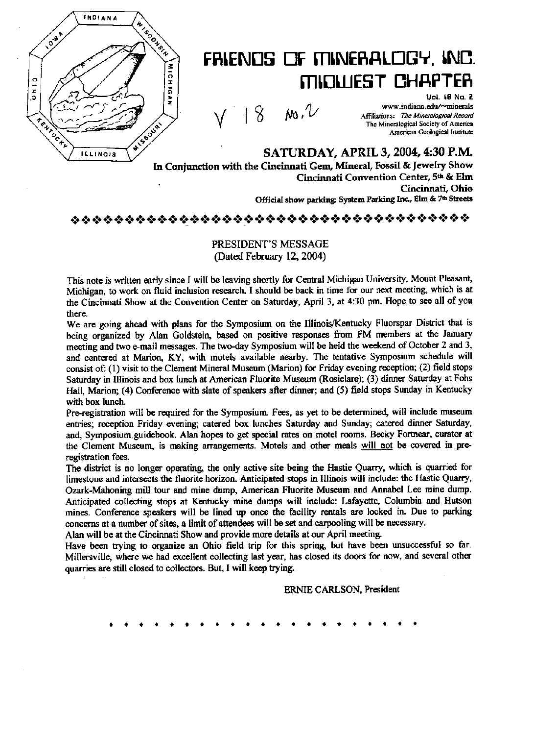# FRIENDS OF MINERALOGY, INC.
# MIDWEST CHAPTER

V 18 No. 2

Vol. 18 No. 2
www.indiana.edu/~minerals
Affiliations: *The Mineralogical Record*
The Mineralogical Society of America
American Geological Institute

## SATURDAY, APRIL 3, 2004, 4:30 P.M.

**In Conjunction with the Cincinnati Gem, Mineral, Fossil & Jewelry Show**
**Cincinnati Convention Center, 5th & Elm**
**Cincinnati, Ohio**
**Official show parking: System Parking Inc., Elm & 7th Streets**

---

### PRESIDENT'S MESSAGE
(Dated February 12, 2004)

This note is written early since I will be leaving shortly for Central Michigan University, Mount Pleasant, Michigan, to work on fluid inclusion research. I should be back in time for our next meeting, which is at the Cincinnati Show at the Convention Center on Saturday, April 3, at 4:30 pm. Hope to see all of you there.

We are going ahead with plans for the Symposium on the Illinois/Kentucky Fluorspar District that is being organized by Alan Goldstein, based on positive responses from FM members at the January meeting and two e-mail messages. The two-day Symposium will be held the weekend of October 2 and 3, and centered at Marion, KY, with motels available nearby. The tentative Symposium schedule will consist of: (1) visit to the Clement Mineral Museum (Marion) for Friday evening reception; (2) field stops Saturday in Illinois and box lunch at American Fluorite Museum (Rosiclare); (3) dinner Saturday at Fohs Hall, Marion; (4) Conference with slate of speakers after dinner; and (5) field stops Sunday in Kentucky with box lunch.

Pre-registration will be required for the Symposium. Fees, as yet to be determined, will include museum entries; reception Friday evening; catered box lunches Saturday and Sunday; catered dinner Saturday, and, Symposium guidebook. Alan hopes to get special rates on motel rooms. Becky Fortnear, curator at the Clement Museum, is making arrangements. Motels and other meals will not be covered in pre-registration fees.

The district is no longer operating, the only active site being the Hastie Quarry, which is quarried for limestone and intersects the fluorite horizon. Anticipated stops in Illinois will include: the Hastie Quarry, Ozark-Mahoning mill tour and mine dump, American Fluorite Museum and Annabel Lee mine dump. Anticipated collecting stops at Kentucky mine dumps will include: Lafayette, Columbia and Hutson mines. Conference speakers will be lined up once the facility rentals are locked in. Due to parking concerns at a number of sites, a limit of attendees will be set and carpooling will be necessary.

Alan will be at the Cincinnati Show and provide more details at our April meeting.

Have been trying to organize an Ohio field trip for this spring, but have been unsuccessful so far. Millersville, where we had excellent collecting last year, has closed its doors for now, and several other quarries are still closed to collectors. But, I will keep trying.

ERNIE CARLSON, President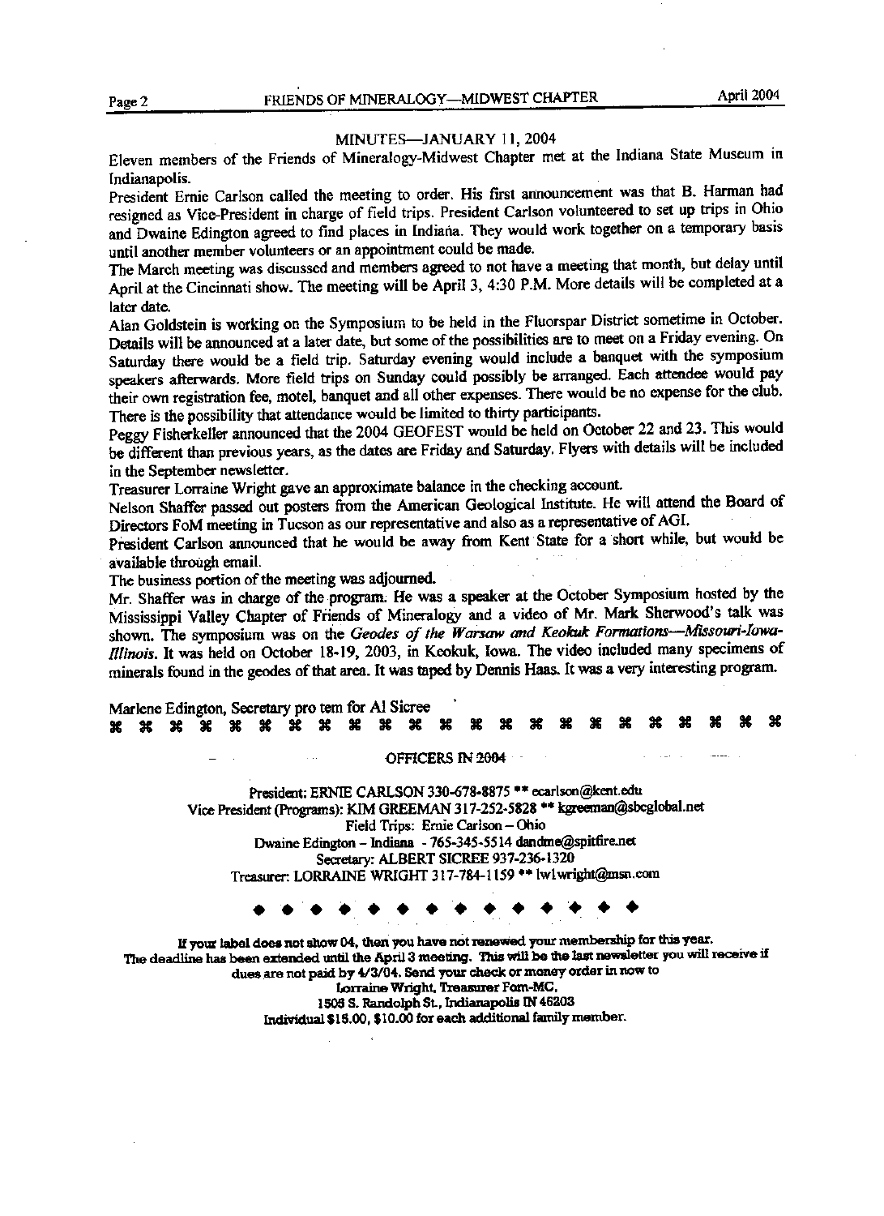## MINUTES—JANUARY 11, 2004

Eleven members of the Friends of Mineralogy-Midwest Chapter met at the Indiana State Museum in Indianapolis.

President Ernie Carlson called the meeting to order. His first announcement was that B. Harman had resigned as Vice-President in charge of field trips. President Carlson volunteered to set up trips in Ohio and Dwaine Edington agreed to find places in Indiana. They would work together on a temporary basis until another member volunteers or an appointment could be made.

The March meeting was discussed and members agreed to not have a meeting that month, but delay until April at the Cincinnati show. The meeting will be April 3, 4:30 P.M. More details will be completed at a later date.

Alan Goldstein is working on the Symposium to be held in the Fluorspar District sometime in October. Details will be announced at a later date, but some of the possibilities are to meet on a Friday evening. On Saturday there would be a field trip. Saturday evening would include a banquet with the symposium speakers afterwards. More field trips on Sunday could possibly be arranged. Each attendee would pay their own registration fee, motel, banquet and all other expenses. There would be no expense for the club. There is the possibility that attendance would be limited to thirty participants.

Peggy Fisherkeller announced that the 2004 GEOFEST would be held on October 22 and 23. This would be different than previous years, as the dates are Friday and Saturday. Flyers with details will be included in the September newsletter.

Treasurer Lorraine Wright gave an approximate balance in the checking account.

Nelson Shaffer passed out posters from the American Geological Institute. He will attend the Board of Directors FoM meeting in Tucson as our representative and also as a representative of AGI.

President Carlson announced that he would be away from Kent State for a short while, but would be available through email.

The business portion of the meeting was adjourned.

Mr. Shaffer was in charge of the program. He was a speaker at the October Symposium hosted by the Mississippi Valley Chapter of Friends of Mineralogy and a video of Mr. Mark Sherwood's talk was shown. The symposium was on the *Geodes of the Warsaw and Keokuk Formations—Missouri-Iowa-Illinois*. It was held on October 18-19, 2003, in Keokuk, Iowa. The video included many specimens of minerals found in the geodes of that area. It was taped by Dennis Haas. It was a very interesting program.

Marlene Edington, Secretary pro tem for Al Sicree

⌘ ⌘ ⌘ ⌘ ⌘ ⌘ ⌘ ⌘ ⌘ ⌘ ⌘ ⌘ ⌘ ⌘ ⌘ ⌘ ⌘ ⌘ ⌘ ⌘ ⌘ ⌘

## OFFICERS IN 2004

President: ERNIE CARLSON 330-678-8875 ** ecarlson@kent.edu
Vice President (Programs): KIM GREEMAN 317-252-5828 ** kgreeman@sbcglobal.net
Field Trips: Ernie Carlson – Ohio
Dwaine Edington – Indiana - 765-345-5514 dandme@spitfire.net
Secretary: ALBERT SICREE 937-236-1320
Treasurer: LORRAINE WRIGHT 317-784-1159 ** lw1wright@msn.com

◆ ◆ ◆ ◆ ◆ ◆ ◆ ◆ ◆ ◆ ◆ ◆ ◆ ◆

**If your label does not show 04, then you have not renewed your membership for this year.
The deadline has been extended until the April 3 meeting. This will be the last newsletter you will receive if dues are not paid by 4/3/04. Send your check or money order in now to
Lorraine Wright, Treasurer Fom-MC,
1505 S. Randolph St., Indianapolis IN 46203
Individual $15.00, $10.00 for each additional family member.**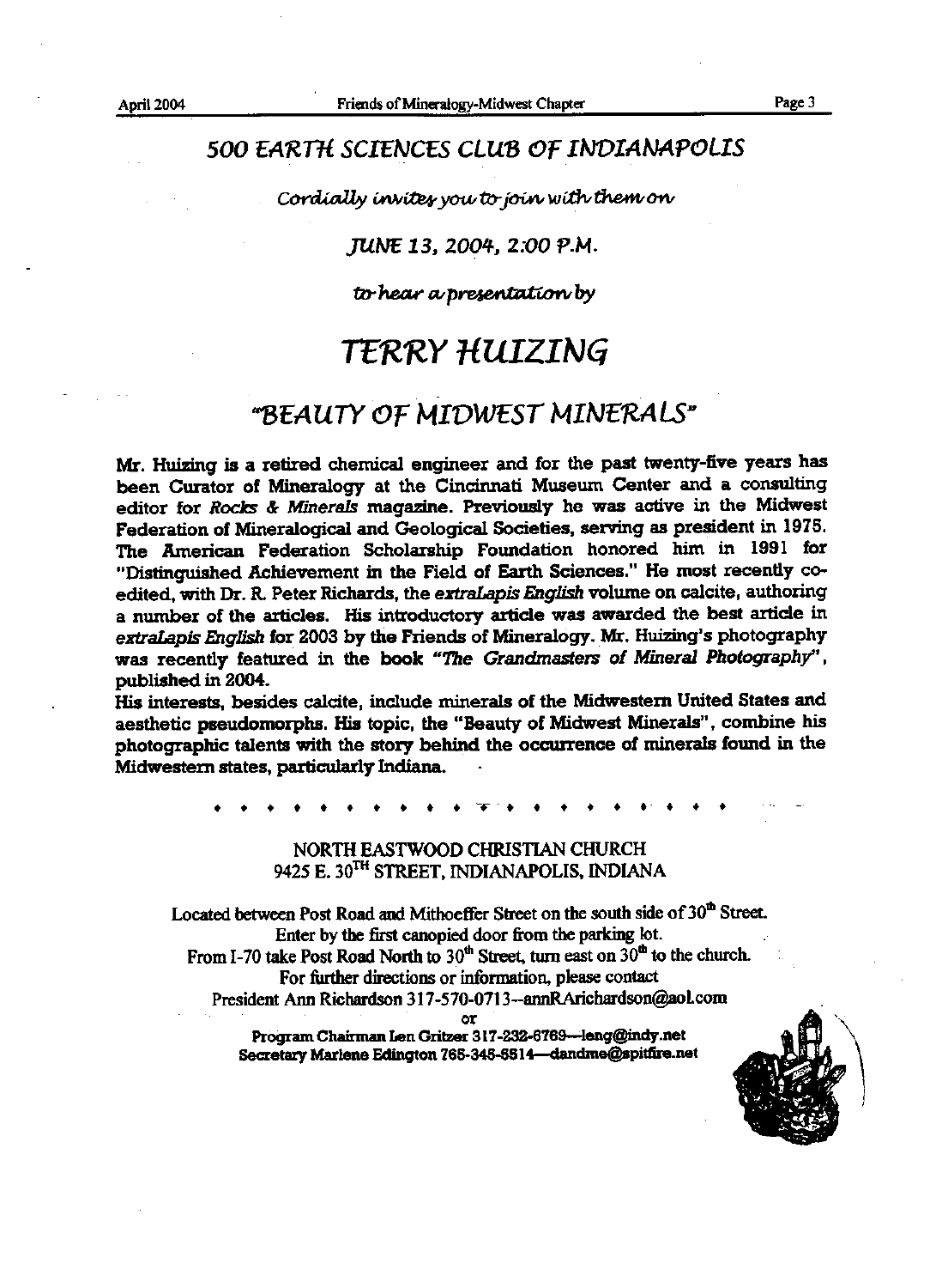# 500 EARTH SCIENCES CLUB OF INDIANAPOLIS

*Cordially invites you to join with them on*

*JUNE 13, 2004, 2:00 P.M.*

*to hear a presentation by*

# TERRY HUIZING

## "BEAUTY OF MIDWEST MINERALS"

**Mr. Huizing is a retired chemical engineer and for the past twenty-five years has been Curator of Mineralogy at the Cincinnati Museum Center and a consulting editor for *Rocks & Minerals* magazine. Previously he was active in the Midwest Federation of Mineralogical and Geological Societies, serving as president in 1975. The American Federation Scholarship Foundation honored him in 1991 for "Distinguished Achievement in the Field of Earth Sciences." He most recently co-edited, with Dr. R. Peter Richards, the *extraLapis English* volume on calcite, authoring a number of the articles. His introductory article was awarded the best article in *extraLapis English* for 2003 by the Friends of Mineralogy. Mr. Huizing's photography was recently featured in the book *"The Grandmasters of Mineral Photography"*, published in 2004.**

**His interests, besides calcite, include minerals of the Midwestern United States and aesthetic pseudomorphs. His topic, the "Beauty of Midwest Minerals", combine his photographic talents with the story behind the occurrence of minerals found in the Midwestern states, particularly Indiana.**

♦ ♦ ♦ ♦ ♦ ♦ ♦ ♦ ♦ ♦ ♦ ♦ ♦ ♦ ♦ ♦ ♦ ♦ ♦ ♦ ♦

NORTH EASTWOOD CHRISTIAN CHURCH
9425 E. 30TH STREET, INDIANAPOLIS, INDIANA

Located between Post Road and Mithoeffer Street on the south side of 30th Street.
Enter by the first canopied door from the parking lot.
From I-70 take Post Road North to 30th Street, turn east on 30th to the church.
For further directions or information, please contact
President Ann Richardson 317-570-0713--annRArichardson@aol.com

or

**Program Chairman Len Gritzer 317-232-6769—leng@indy.net**
**Secretary Marlene Edington 765-345-6514—dandme@spitfire.net**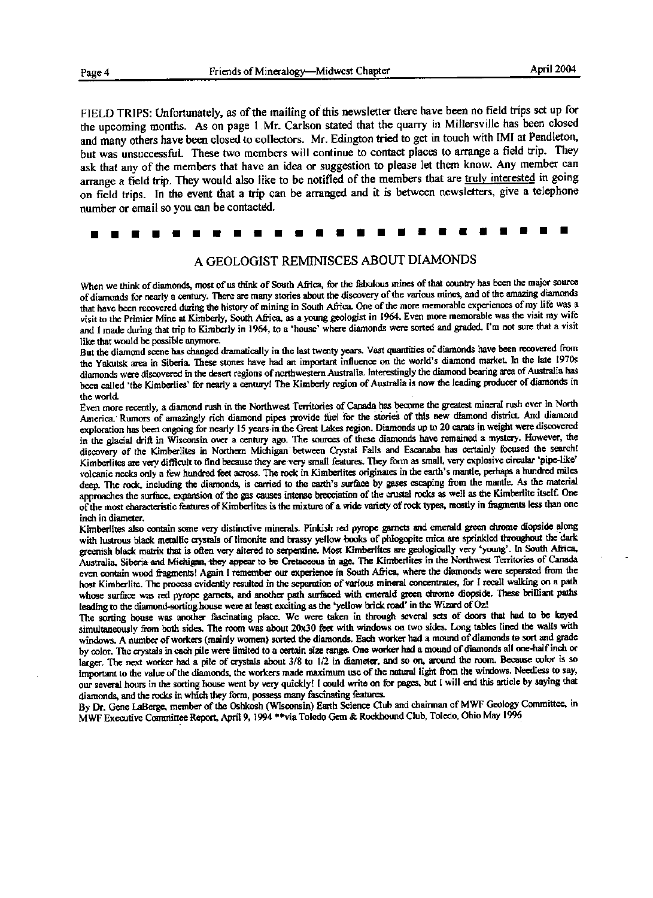FIELD TRIPS: Unfortunately, as of the mailing of this newsletter there have been no field trips set up for the upcoming months. As on page 1 Mr. Carlson stated that the quarry in Millersville has been closed and many others have been closed to collectors. Mr. Edington tried to get in touch with IMI at Pendleton, but was unsuccessful. These two members will continue to contact places to arrange a field trip. They ask that any of the members that have an idea or suggestion to please let them know. Any member can arrange a field trip. They would also like to be notified of the members that are truly interested in going on field trips. In the event that a trip can be arranged and it is between newsletters, give a telephone number or email so you can be contacted.

## A GEOLOGIST REMINISCES ABOUT DIAMONDS

When we think of diamonds, most of us think of South Africa, for the fabulous mines of that country has been the major source of diamonds for nearly a century. There are many stories about the discovery of the various mines, and of the amazing diamonds that have been recovered during the history of mining in South Africa. One of the more memorable experiences of my life was a visit to the Primier Mine at Kimberly, South Africa, as a young geologist in 1964. Even more memorable was the visit my wife and I made during that trip to Kimberly in 1964, to a 'house' where diamonds were sorted and graded. I'm not sure that a visit like that would be possible anymore.

But the diamond scene has changed dramatically in the last twenty years. Vast quantities of diamonds have been recovered from the Yakutsk area in Siberia. These stones have had an important influence on the world's diamond market. In the late 1970s diamonds were discovered in the desert regions of northwestern Australia. Interestingly the diamond bearing area of Australia has been called 'the Kimberlies' for nearly a century! The Kimberly region of Australia is now the leading producer of diamonds in the world.

Even more recently, a diamond rush in the Northwest Territories of Canada has become the greatest mineral rush ever in North America. Rumors of amazingly rich diamond pipes provide fuel for the stories of this new diamond district. And diamond exploration has been ongoing for nearly 15 years in the Great Lakes region. Diamonds up to 20 carats in weight were discovered in the glacial drift in Wisconsin over a century ago. The sources of these diamonds have remained a mystery. However, the discovery of the Kimberlites in Northern Michigan between Crystal Falls and Escanaba has certainly focused the search! Kimberlites are very difficult to find because they are very small features. They form as small, very explosive circular 'pipe-like' volcanic necks only a few hundred feet across. The rock in Kimberlites originates in the earth's mantle, perhaps a hundred miles deep. The rock, including the diamonds, is carried to the earth's surface by gases escaping from the mantle. As the material approaches the surface, expansion of the gas causes intense brecciation of the crustal rocks as well as the Kimberlite itself. One of the most characteristic features of Kimberlites is the mixture of a wide variety of rock types, mostly in fragments less than one inch in diameter.

Kimberlites also contain some very distinctive minerals. Pinkish red pyrope garnets and emerald green chrome diopside along with lustrous black metallic crystals of limonite and brassy yellow books of phlogopite mica are sprinkled throughout the dark greenish black matrix that is often very altered to serpentine. Most Kimberlites are geologically very 'young'. In South Africa, Australia, Siberia and Michigan, they appear to be Cretaceous in age. The Kimberlites in the Northwest Territories of Canada even contain wood fragments! Again I remember our experience in South Africa, where the diamonds were separated from the host Kimberlite. The process evidently resulted in the separation of various mineral concentrates, for I recall walking on a path whose surface was red pyrope garnets, and another path surfaced with emerald green chrome diopside. These brilliant paths leading to the diamond-sorting house were at least exciting as the 'yellow brick road' in the Wizard of Oz!

The sorting house was another fascinating place. We were taken in through several sets of doors that had to be keyed simultaneously from both sides. The room was about 20x30 feet with windows on two sides. Long tables lined the walls with windows. A number of workers (mainly women) sorted the diamonds. Each worker had a mound of diamonds to sort and grade by color. The crystals in each pile were limited to a certain size range. One worker had a mound of diamonds all one-half inch or larger. The next worker had a pile of crystals about 3/8 to 1/2 in diameter, and so on, around the room. Because color is so important to the value of the diamonds, the workers made maximum use of the natural light from the windows. Needless to say, our several hours in the sorting house went by very quickly! I could write on for pages, but I will end this article by saying that diamonds, and the rocks in which they form, possess many fascinating features.

By Dr. Gene LaBerge, member of the Oshkosh (Wisconsin) Earth Science Club and chairman of MWF Geology Committee, in MWF Executive Committee Report, April 9, 1994 **via Toledo Gem & Rockhound Club, Toledo, Ohio May 1996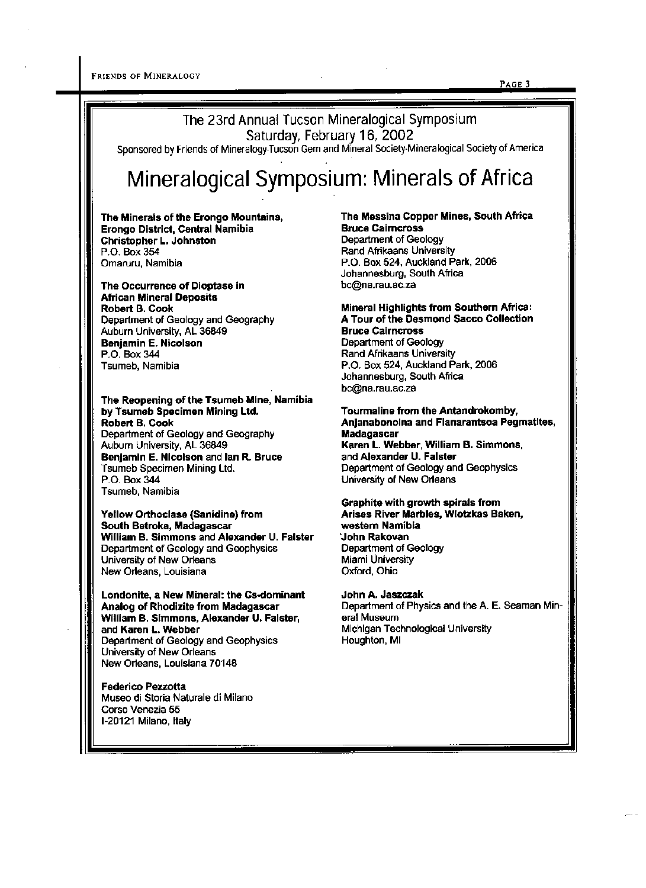The 23rd Annual Tucson Mineralogical Symposium

Saturday, February 16, 2002

Sponsored by Friends of Mineralogy-Tucson Gem and Mineral Society-Mineralogical Society of America

# Mineralogical Symposium: Minerals of Africa

**The Minerals of the Erongo Mountains, Erongo District, Central Namibia**
**Christopher L. Johnston**
P.O. Box 354
Omaruru, Namibia

**The Occurrence of Dioptase in African Mineral Deposits**
**Robert B. Cook**
Department of Geology and Geography
Auburn University, AL 36849
**Benjamin E. Nicolson**
P.O. Box 344
Tsumeb, Namibia

**The Reopening of the Tsumeb Mine, Namibia by Tsumeb Specimen Mining Ltd.**
**Robert B. Cook**
Department of Geology and Geography
Auburn University, AL 36849
**Benjamin E. Nicolson** and **Ian R. Bruce**
Tsumeb Specimen Mining Ltd.
P.O. Box 344
Tsumeb, Namibia

**Yellow Orthoclase (Sanidine) from South Betroka, Madagascar**
**William B. Simmons** and **Alexander U. Falster**
Department of Geology and Geophysics
University of New Orleans
New Orleans, Louisiana

**Londonite, a New Mineral: the Cs-dominant Analog of Rhodizite from Madagascar**
**William B. Simmons, Alexander U. Falster,** and **Karen L. Webber**
Department of Geology and Geophysics
University of New Orleans
New Orleans, Louisiana 70148

**Federico Pezzotta**
Museo di Storia Naturale di Milano
Corso Venezia 55
I-20121 Milano, Italy

**The Messina Copper Mines, South Africa**
**Bruce Cairncross**
Department of Geology
Rand Afrikaans University
P.O. Box 524, Auckland Park, 2006
Johannesburg, South Africa
bc@na.rau.ac.za

**Mineral Highlights from Southern Africa: A Tour of the Desmond Sacco Collection**
**Bruce Cairncross**
Department of Geology
Rand Afrikaans University
P.O. Box 524, Auckland Park, 2006
Johannesburg, South Africa
bc@na.rau.ac.za

**Tourmaline from the Antandrokomby, Anjanabonoina and Fianarantsoa Pegmatites, Madagascar**
**Karen L. Webber, William B. Simmons,** and **Alexander U. Falster**
Department of Geology and Geophysics
University of New Orleans

**Graphite with growth spirals from Arises River Marbles, Wlotzkas Baken, western Namibia**
**John Rakovan**
Department of Geology
Miami University
Oxford, Ohio

**John A. Jaszczak**
Department of Physics and the A. E. Seaman Mineral Museum
Michigan Technological University
Houghton, MI